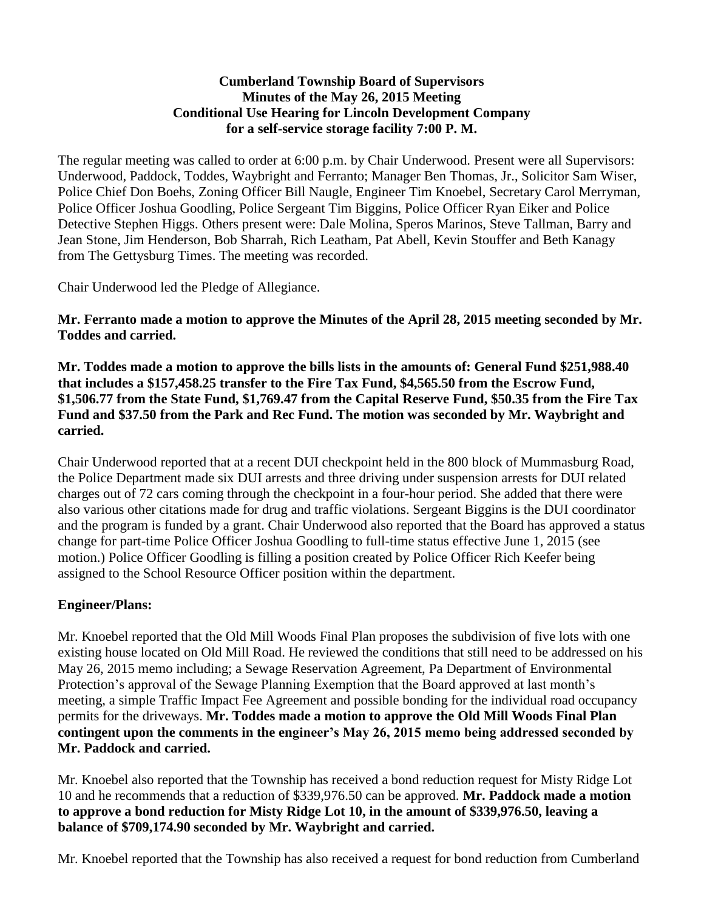**Cumberland Township Board of Supervisors**
**Minutes of the May 26, 2015 Meeting**
**Conditional Use Hearing for Lincoln Development Company**
**for a self-service storage facility 7:00 P. M.**

The regular meeting was called to order at 6:00 p.m. by Chair Underwood. Present were all Supervisors: Underwood, Paddock, Toddes, Waybright and Ferranto; Manager Ben Thomas, Jr., Solicitor Sam Wiser, Police Chief Don Boehs, Zoning Officer Bill Naugle, Engineer Tim Knoebel, Secretary Carol Merryman, Police Officer Joshua Goodling, Police Sergeant Tim Biggins, Police Officer Ryan Eiker and Police Detective Stephen Higgs. Others present were: Dale Molina, Speros Marinos, Steve Tallman, Barry and Jean Stone, Jim Henderson, Bob Sharrah, Rich Leatham, Pat Abell, Kevin Stouffer and Beth Kanagy from The Gettysburg Times. The meeting was recorded.

Chair Underwood led the Pledge of Allegiance.

**Mr. Ferranto made a motion to approve the Minutes of the April 28, 2015 meeting seconded by Mr. Toddes and carried.**

**Mr. Toddes made a motion to approve the bills lists in the amounts of: General Fund $251,988.40 that includes a $157,458.25 transfer to the Fire Tax Fund, $4,565.50 from the Escrow Fund, $1,506.77 from the State Fund, $1,769.47 from the Capital Reserve Fund, $50.35 from the Fire Tax Fund and $37.50 from the Park and Rec Fund. The motion was seconded by Mr. Waybright and carried.**

Chair Underwood reported that at a recent DUI checkpoint held in the 800 block of Mummasburg Road, the Police Department made six DUI arrests and three driving under suspension arrests for DUI related charges out of 72 cars coming through the checkpoint in a four-hour period. She added that there were also various other citations made for drug and traffic violations. Sergeant Biggins is the DUI coordinator and the program is funded by a grant. Chair Underwood also reported that the Board has approved a status change for part-time Police Officer Joshua Goodling to full-time status effective June 1, 2015 (see motion.) Police Officer Goodling is filling a position created by Police Officer Rich Keefer being assigned to the School Resource Officer position within the department.

## Engineer/Plans:

Mr. Knoebel reported that the Old Mill Woods Final Plan proposes the subdivision of five lots with one existing house located on Old Mill Road. He reviewed the conditions that still need to be addressed on his May 26, 2015 memo including; a Sewage Reservation Agreement, Pa Department of Environmental Protection's approval of the Sewage Planning Exemption that the Board approved at last month's meeting, a simple Traffic Impact Fee Agreement and possible bonding for the individual road occupancy permits for the driveways. **Mr. Toddes made a motion to approve the Old Mill Woods Final Plan contingent upon the comments in the engineer's May 26, 2015 memo being addressed seconded by Mr. Paddock and carried.**

Mr. Knoebel also reported that the Township has received a bond reduction request for Misty Ridge Lot 10 and he recommends that a reduction of $339,976.50 can be approved. **Mr. Paddock made a motion to approve a bond reduction for Misty Ridge Lot 10, in the amount of $339,976.50, leaving a balance of $709,174.90 seconded by Mr. Waybright and carried.**

Mr. Knoebel reported that the Township has also received a request for bond reduction from Cumberland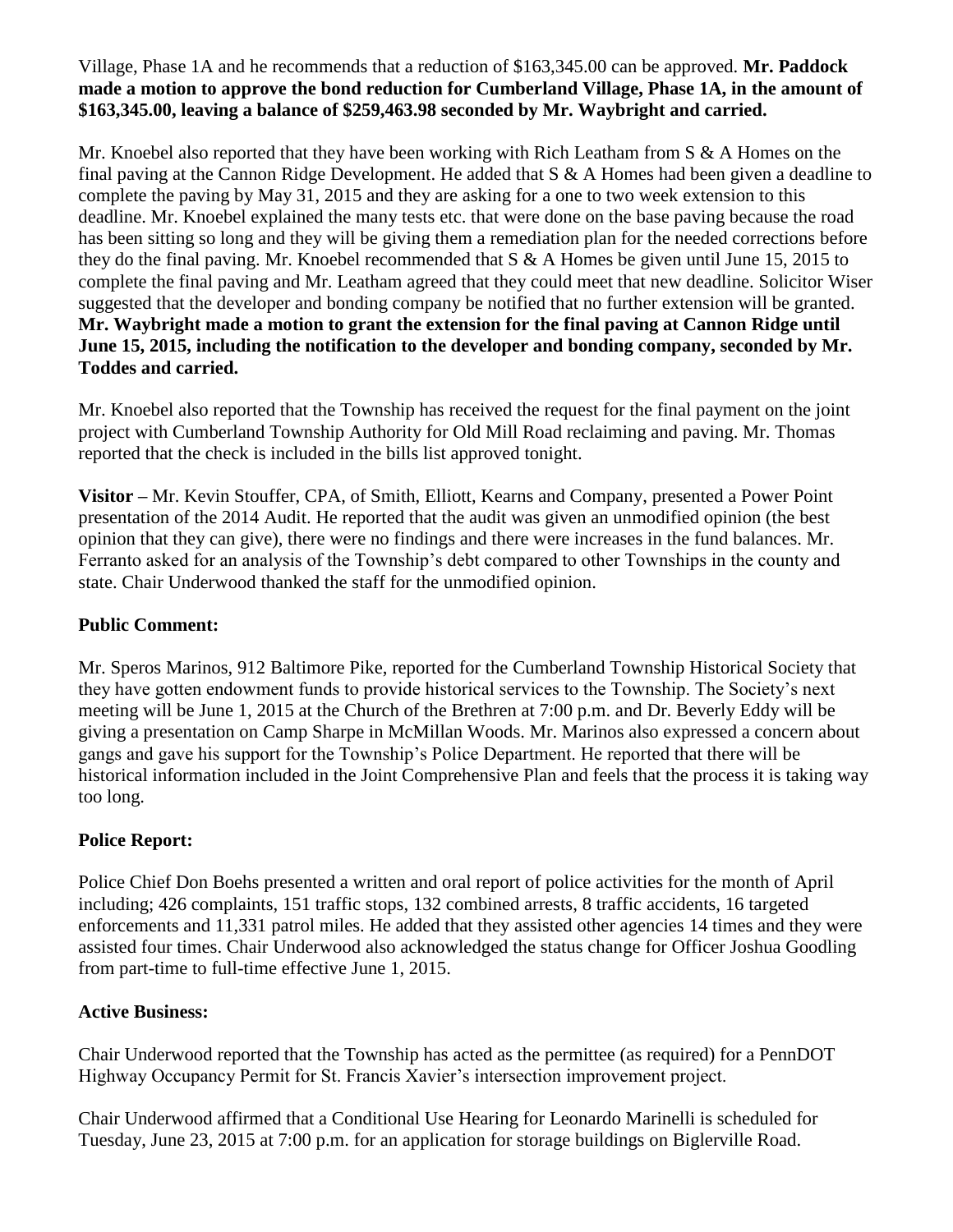Village, Phase 1A and he recommends that a reduction of $163,345.00 can be approved. **Mr. Paddock made a motion to approve the bond reduction for Cumberland Village, Phase 1A, in the amount of $163,345.00, leaving a balance of $259,463.98 seconded by Mr. Waybright and carried.**

Mr. Knoebel also reported that they have been working with Rich Leatham from S & A Homes on the final paving at the Cannon Ridge Development. He added that S & A Homes had been given a deadline to complete the paving by May 31, 2015 and they are asking for a one to two week extension to this deadline. Mr. Knoebel explained the many tests etc. that were done on the base paving because the road has been sitting so long and they will be giving them a remediation plan for the needed corrections before they do the final paving. Mr. Knoebel recommended that S & A Homes be given until June 15, 2015 to complete the final paving and Mr. Leatham agreed that they could meet that new deadline. Solicitor Wiser suggested that the developer and bonding company be notified that no further extension will be granted. **Mr. Waybright made a motion to grant the extension for the final paving at Cannon Ridge until June 15, 2015, including the notification to the developer and bonding company, seconded by Mr. Toddes and carried.**

Mr. Knoebel also reported that the Township has received the request for the final payment on the joint project with Cumberland Township Authority for Old Mill Road reclaiming and paving. Mr. Thomas reported that the check is included in the bills list approved tonight.

**Visitor –** Mr. Kevin Stouffer, CPA, of Smith, Elliott, Kearns and Company, presented a Power Point presentation of the 2014 Audit. He reported that the audit was given an unmodified opinion (the best opinion that they can give), there were no findings and there were increases in the fund balances. Mr. Ferranto asked for an analysis of the Township's debt compared to other Townships in the county and state. Chair Underwood thanked the staff for the unmodified opinion.

**Public Comment:**

Mr. Speros Marinos, 912 Baltimore Pike, reported for the Cumberland Township Historical Society that they have gotten endowment funds to provide historical services to the Township. The Society's next meeting will be June 1, 2015 at the Church of the Brethren at 7:00 p.m. and Dr. Beverly Eddy will be giving a presentation on Camp Sharpe in McMillan Woods. Mr. Marinos also expressed a concern about gangs and gave his support for the Township's Police Department. He reported that there will be historical information included in the Joint Comprehensive Plan and feels that the process it is taking way too long.

**Police Report:**

Police Chief Don Boehs presented a written and oral report of police activities for the month of April including; 426 complaints, 151 traffic stops, 132 combined arrests, 8 traffic accidents, 16 targeted enforcements and 11,331 patrol miles. He added that they assisted other agencies 14 times and they were assisted four times. Chair Underwood also acknowledged the status change for Officer Joshua Goodling from part-time to full-time effective June 1, 2015.

**Active Business:**

Chair Underwood reported that the Township has acted as the permittee (as required) for a PennDOT Highway Occupancy Permit for St. Francis Xavier's intersection improvement project.

Chair Underwood affirmed that a Conditional Use Hearing for Leonardo Marinelli is scheduled for Tuesday, June 23, 2015 at 7:00 p.m. for an application for storage buildings on Biglerville Road.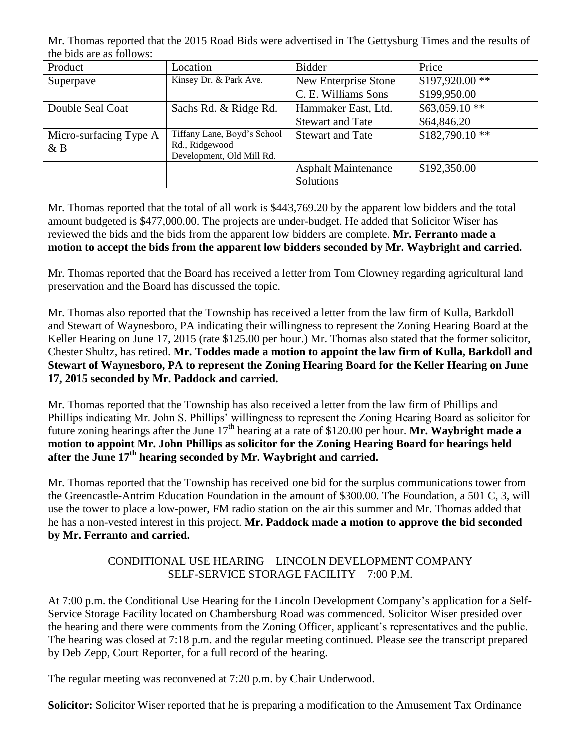Mr. Thomas reported that the 2015 Road Bids were advertised in The Gettysburg Times and the results of the bids are as follows:

| Product | Location | Bidder | Price |
|---|---|---|---|
| Superpave | Kinsey Dr. & Park Ave. | New Enterprise Stone | $197,920.00 ** |
| | | C. E. Williams Sons | $199,950.00 |
| Double Seal Coat | Sachs Rd. & Ridge Rd. | Hammaker East, Ltd. | $63,059.10 ** |
| | | Stewart and Tate | $64,846.20 |
| Micro-surfacing Type A & B | Tiffany Lane, Boyd's School Rd., Ridgewood Development, Old Mill Rd. | Stewart and Tate | $182,790.10 ** |
| | | Asphalt Maintenance Solutions | $192,350.00 |

Mr. Thomas reported that the total of all work is $443,769.20 by the apparent low bidders and the total amount budgeted is $477,000.00. The projects are under-budget. He added that Solicitor Wiser has reviewed the bids and the bids from the apparent low bidders are complete. **Mr. Ferranto made a motion to accept the bids from the apparent low bidders seconded by Mr. Waybright and carried.**

Mr. Thomas reported that the Board has received a letter from Tom Clowney regarding agricultural land preservation and the Board has discussed the topic.

Mr. Thomas also reported that the Township has received a letter from the law firm of Kulla, Barkdoll and Stewart of Waynesboro, PA indicating their willingness to represent the Zoning Hearing Board at the Keller Hearing on June 17, 2015 (rate $125.00 per hour.) Mr. Thomas also stated that the former solicitor, Chester Shultz, has retired. **Mr. Toddes made a motion to appoint the law firm of Kulla, Barkdoll and Stewart of Waynesboro, PA to represent the Zoning Hearing Board for the Keller Hearing on June 17, 2015 seconded by Mr. Paddock and carried.**

Mr. Thomas reported that the Township has also received a letter from the law firm of Phillips and Phillips indicating Mr. John S. Phillips' willingness to represent the Zoning Hearing Board as solicitor for future zoning hearings after the June 17th hearing at a rate of $120.00 per hour. **Mr. Waybright made a motion to appoint Mr. John Phillips as solicitor for the Zoning Hearing Board for hearings held after the June 17th hearing seconded by Mr. Waybright and carried.**

Mr. Thomas reported that the Township has received one bid for the surplus communications tower from the Greencastle-Antrim Education Foundation in the amount of $300.00. The Foundation, a 501 C, 3, will use the tower to place a low-power, FM radio station on the air this summer and Mr. Thomas added that he has a non-vested interest in this project. **Mr. Paddock made a motion to approve the bid seconded by Mr. Ferranto and carried.**

CONDITIONAL USE HEARING – LINCOLN DEVELOPMENT COMPANY
SELF-SERVICE STORAGE FACILITY – 7:00 P.M.

At 7:00 p.m. the Conditional Use Hearing for the Lincoln Development Company's application for a Self-Service Storage Facility located on Chambersburg Road was commenced. Solicitor Wiser presided over the hearing and there were comments from the Zoning Officer, applicant's representatives and the public. The hearing was closed at 7:18 p.m. and the regular meeting continued. Please see the transcript prepared by Deb Zepp, Court Reporter, for a full record of the hearing.

The regular meeting was reconvened at 7:20 p.m. by Chair Underwood.

**Solicitor:** Solicitor Wiser reported that he is preparing a modification to the Amusement Tax Ordinance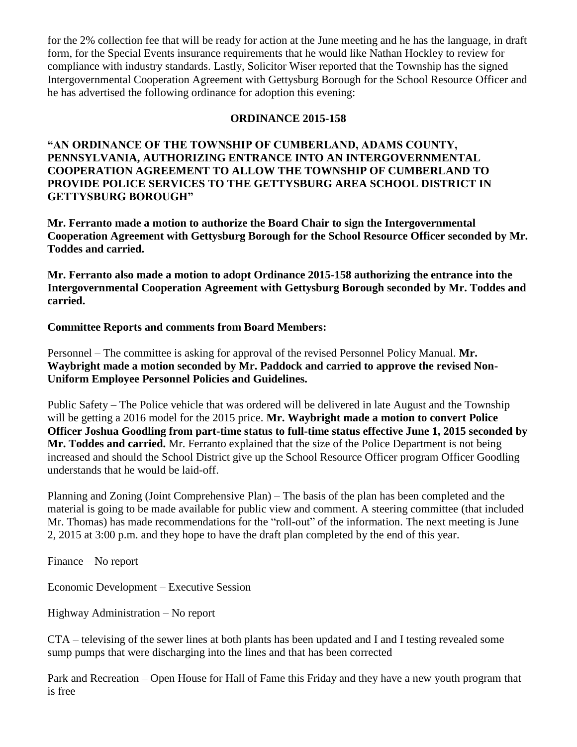for the 2% collection fee that will be ready for action at the June meeting and he has the language, in draft form, for the Special Events insurance requirements that he would like Nathan Hockley to review for compliance with industry standards. Lastly, Solicitor Wiser reported that the Township has the signed Intergovernmental Cooperation Agreement with Gettysburg Borough for the School Resource Officer and he has advertised the following ordinance for adoption this evening:

**ORDINANCE 2015-158**

**"AN ORDINANCE OF THE TOWNSHIP OF CUMBERLAND, ADAMS COUNTY, PENNSYLVANIA, AUTHORIZING ENTRANCE INTO AN INTERGOVERNMENTAL COOPERATION AGREEMENT TO ALLOW THE TOWNSHIP OF CUMBERLAND TO PROVIDE POLICE SERVICES TO THE GETTYSBURG AREA SCHOOL DISTRICT IN GETTYSBURG BOROUGH"**

**Mr. Ferranto made a motion to authorize the Board Chair to sign the Intergovernmental Cooperation Agreement with Gettysburg Borough for the School Resource Officer seconded by Mr. Toddes and carried.**

**Mr. Ferranto also made a motion to adopt Ordinance 2015-158 authorizing the entrance into the Intergovernmental Cooperation Agreement with Gettysburg Borough seconded by Mr. Toddes and carried.**

**Committee Reports and comments from Board Members:**

Personnel – The committee is asking for approval of the revised Personnel Policy Manual. **Mr. Waybright made a motion seconded by Mr. Paddock and carried to approve the revised Non-Uniform Employee Personnel Policies and Guidelines.**

Public Safety – The Police vehicle that was ordered will be delivered in late August and the Township will be getting a 2016 model for the 2015 price. **Mr. Waybright made a motion to convert Police Officer Joshua Goodling from part-time status to full-time status effective June 1, 2015 seconded by Mr. Toddes and carried.** Mr. Ferranto explained that the size of the Police Department is not being increased and should the School District give up the School Resource Officer program Officer Goodling understands that he would be laid-off.

Planning and Zoning (Joint Comprehensive Plan) – The basis of the plan has been completed and the material is going to be made available for public view and comment. A steering committee (that included Mr. Thomas) has made recommendations for the "roll-out" of the information. The next meeting is June 2, 2015 at 3:00 p.m. and they hope to have the draft plan completed by the end of this year.

Finance – No report

Economic Development – Executive Session

Highway Administration – No report

CTA – televising of the sewer lines at both plants has been updated and I and I testing revealed some sump pumps that were discharging into the lines and that has been corrected

Park and Recreation – Open House for Hall of Fame this Friday and they have a new youth program that is free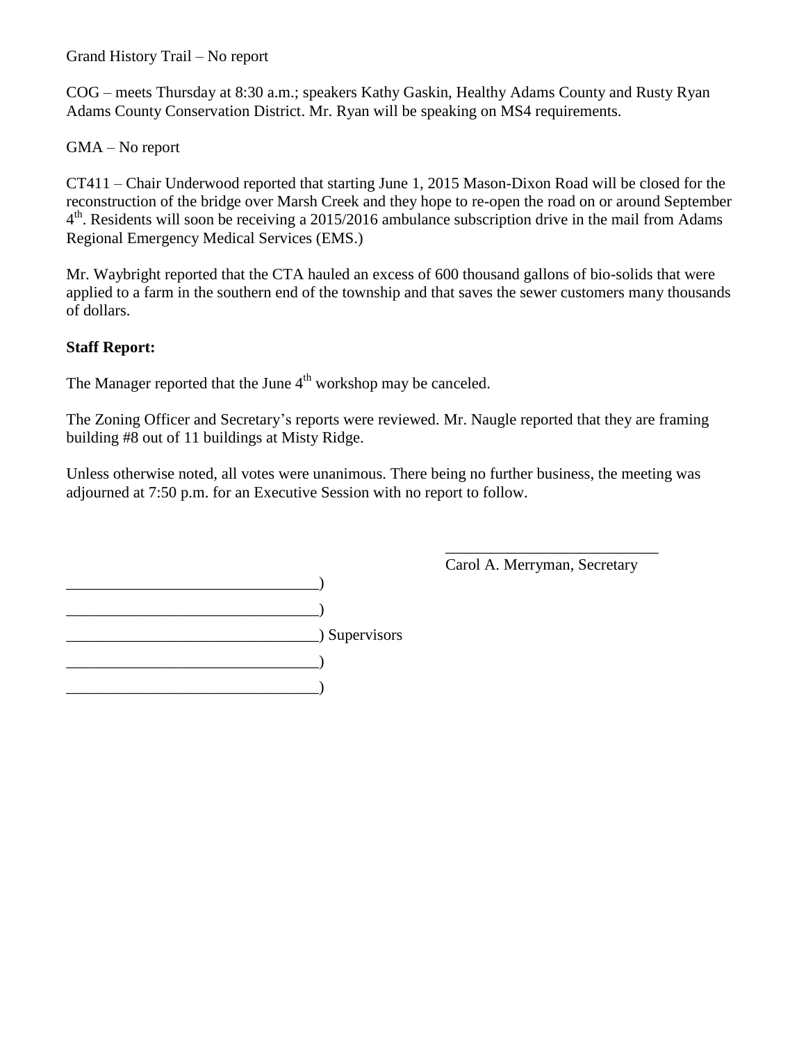Grand History Trail – No report

COG – meets Thursday at 8:30 a.m.; speakers Kathy Gaskin, Healthy Adams County and Rusty Ryan Adams County Conservation District. Mr. Ryan will be speaking on MS4 requirements.

GMA – No report

CT411 – Chair Underwood reported that starting June 1, 2015 Mason-Dixon Road will be closed for the reconstruction of the bridge over Marsh Creek and they hope to re-open the road on or around September 4th. Residents will soon be receiving a 2015/2016 ambulance subscription drive in the mail from Adams Regional Emergency Medical Services (EMS.)

Mr. Waybright reported that the CTA hauled an excess of 600 thousand gallons of bio-solids that were applied to a farm in the southern end of the township and that saves the sewer customers many thousands of dollars.

**Staff Report:**

The Manager reported that the June 4th workshop may be canceled.

The Zoning Officer and Secretary's reports were reviewed. Mr. Naugle reported that they are framing building #8 out of 11 buildings at Misty Ridge.

Unless otherwise noted, all votes were unanimous. There being no further business, the meeting was adjourned at 7:50 p.m. for an Executive Session with no report to follow.

\_\_\_\_\_\_\_\_\_\_\_\_\_\_\_\_\_\_\_\_\_\_\_\_\_\_\_
Carol A. Merryman, Secretary

\_\_\_\_\_\_\_\_\_\_\_\_\_\_\_\_\_\_\_\_\_\_\_\_\_\_\_\_\_\_\_\_)
\_\_\_\_\_\_\_\_\_\_\_\_\_\_\_\_\_\_\_\_\_\_\_\_\_\_\_\_\_\_\_\_)
\_\_\_\_\_\_\_\_\_\_\_\_\_\_\_\_\_\_\_\_\_\_\_\_\_\_\_\_\_\_\_\_) Supervisors
\_\_\_\_\_\_\_\_\_\_\_\_\_\_\_\_\_\_\_\_\_\_\_\_\_\_\_\_\_\_\_\_)
\_\_\_\_\_\_\_\_\_\_\_\_\_\_\_\_\_\_\_\_\_\_\_\_\_\_\_\_\_\_\_\_)